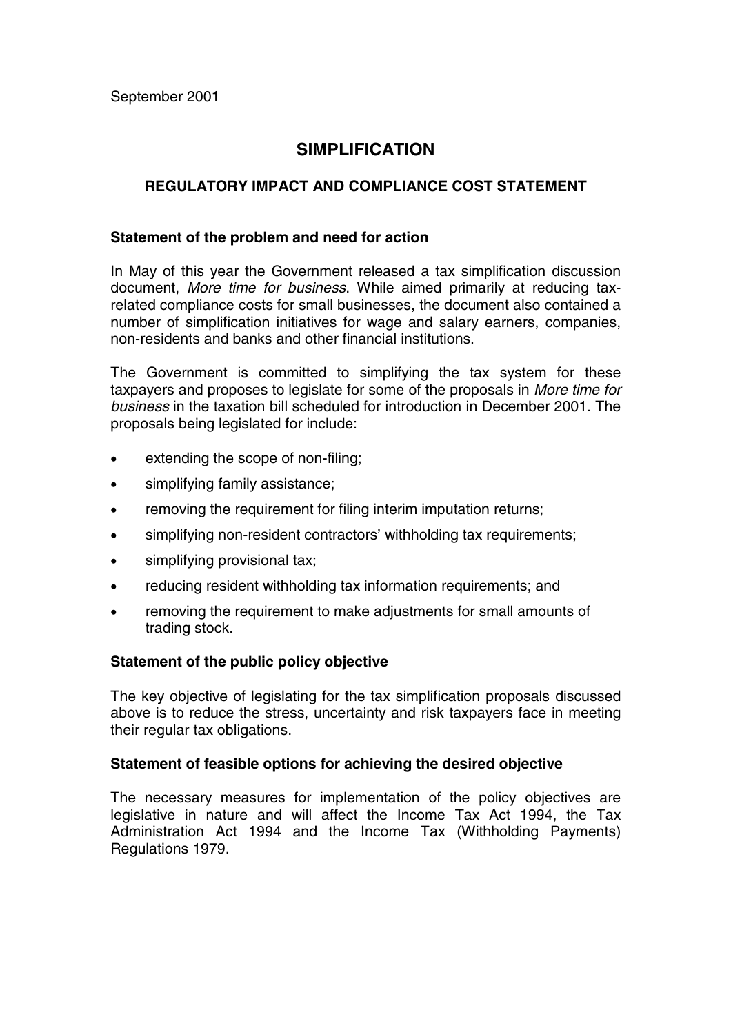September 2001

# SIMPLIFICATION

## REGULATORY IMPACT AND COMPLIANCE COST STATEMENT

### Statement of the problem and need for action

In May of this year the Government released a tax simplification discussion document, *More time for business*. While aimed primarily at reducing tax-related compliance costs for small businesses, the document also contained a number of simplification initiatives for wage and salary earners, companies, non-residents and banks and other financial institutions.

The Government is committed to simplifying the tax system for these taxpayers and proposes to legislate for some of the proposals in *More time for business* in the taxation bill scheduled for introduction in December 2001. The proposals being legislated for include:

- extending the scope of non-filing;
- simplifying family assistance;
- removing the requirement for filing interim imputation returns;
- simplifying non-resident contractors' withholding tax requirements;
- simplifying provisional tax;
- reducing resident withholding tax information requirements; and
- removing the requirement to make adjustments for small amounts of trading stock.

### Statement of the public policy objective

The key objective of legislating for the tax simplification proposals discussed above is to reduce the stress, uncertainty and risk taxpayers face in meeting their regular tax obligations.

### Statement of feasible options for achieving the desired objective

The necessary measures for implementation of the policy objectives are legislative in nature and will affect the Income Tax Act 1994, the Tax Administration Act 1994 and the Income Tax (Withholding Payments) Regulations 1979.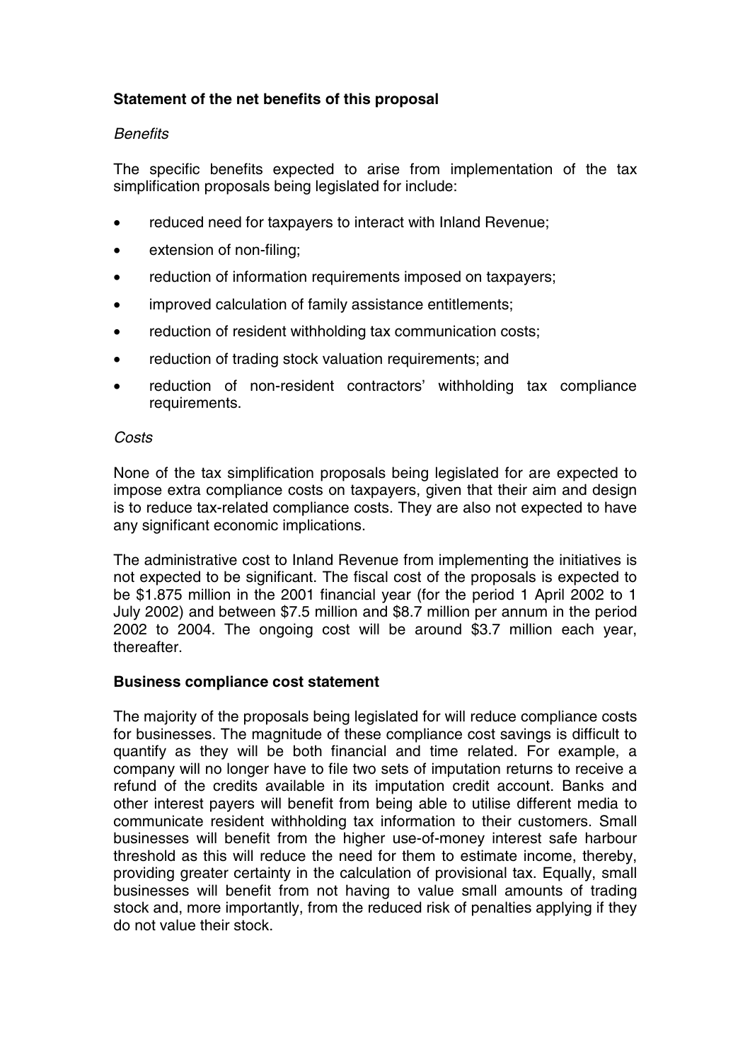**Statement of the net benefits of this proposal**

*Benefits*

The specific benefits expected to arise from implementation of the tax simplification proposals being legislated for include:

- reduced need for taxpayers to interact with Inland Revenue;
- extension of non-filing;
- reduction of information requirements imposed on taxpayers;
- improved calculation of family assistance entitlements;
- reduction of resident withholding tax communication costs;
- reduction of trading stock valuation requirements; and
- reduction of non-resident contractors' withholding tax compliance requirements.

*Costs*

None of the tax simplification proposals being legislated for are expected to impose extra compliance costs on taxpayers, given that their aim and design is to reduce tax-related compliance costs. They are also not expected to have any significant economic implications.

The administrative cost to Inland Revenue from implementing the initiatives is not expected to be significant. The fiscal cost of the proposals is expected to be $1.875 million in the 2001 financial year (for the period 1 April 2002 to 1 July 2002) and between $7.5 million and $8.7 million per annum in the period 2002 to 2004. The ongoing cost will be around $3.7 million each year, thereafter.

**Business compliance cost statement**

The majority of the proposals being legislated for will reduce compliance costs for businesses. The magnitude of these compliance cost savings is difficult to quantify as they will be both financial and time related. For example, a company will no longer have to file two sets of imputation returns to receive a refund of the credits available in its imputation credit account. Banks and other interest payers will benefit from being able to utilise different media to communicate resident withholding tax information to their customers. Small businesses will benefit from the higher use-of-money interest safe harbour threshold as this will reduce the need for them to estimate income, thereby, providing greater certainty in the calculation of provisional tax. Equally, small businesses will benefit from not having to value small amounts of trading stock and, more importantly, from the reduced risk of penalties applying if they do not value their stock.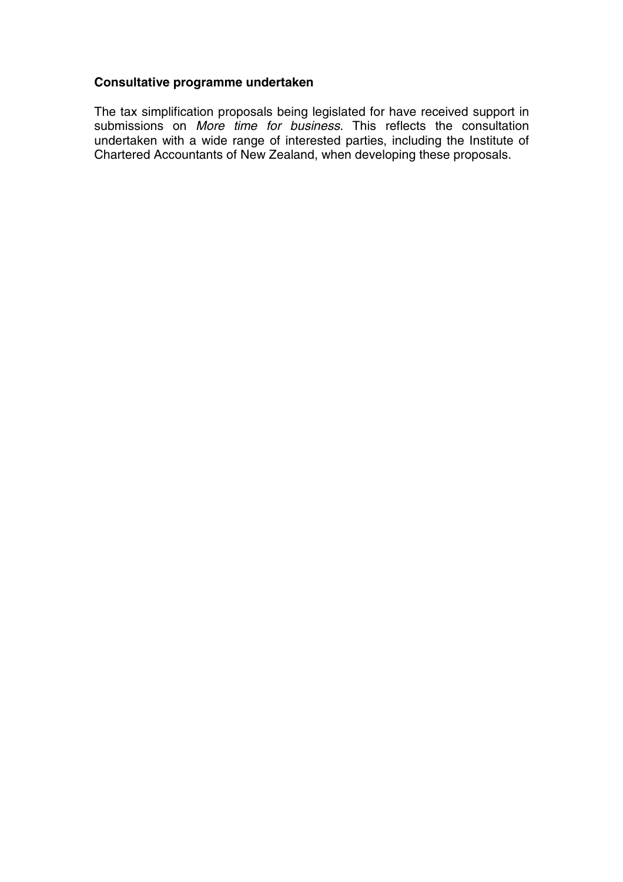### **Consultative programme undertaken**

The tax simplification proposals being legislated for have received support in submissions on *More time for business*. This reflects the consultation undertaken with a wide range of interested parties, including the Institute of Chartered Accountants of New Zealand, when developing these proposals.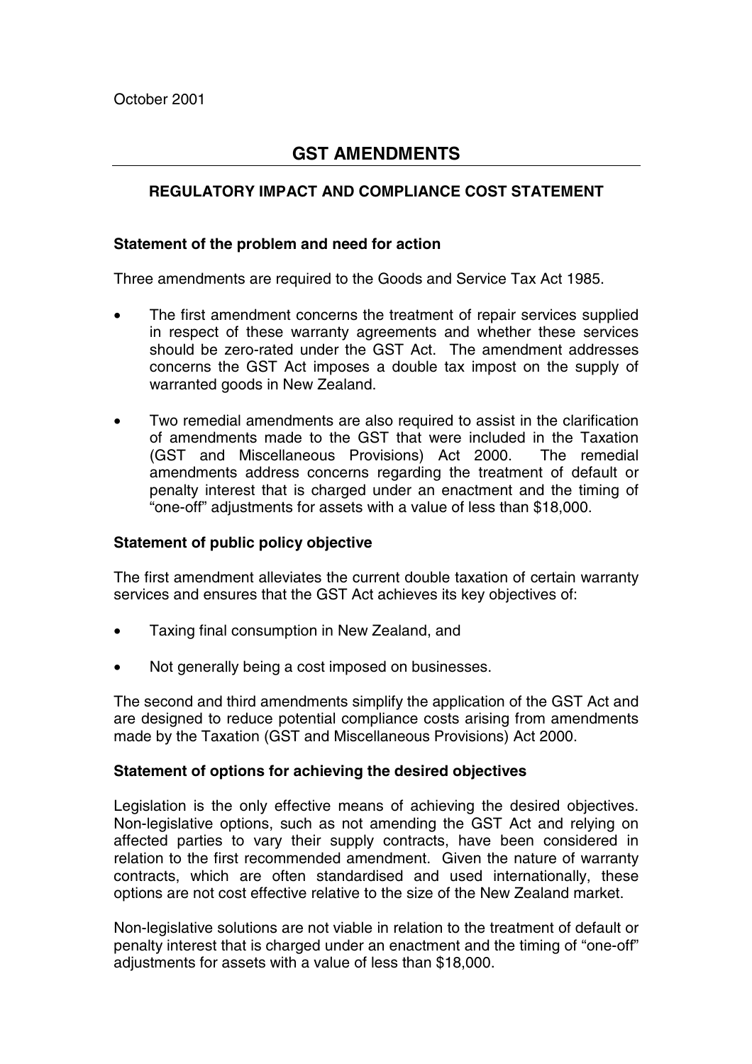October 2001

# GST AMENDMENTS

## REGULATORY IMPACT AND COMPLIANCE COST STATEMENT

### Statement of the problem and need for action

Three amendments are required to the Goods and Service Tax Act 1985.

- The first amendment concerns the treatment of repair services supplied in respect of these warranty agreements and whether these services should be zero-rated under the GST Act. The amendment addresses concerns the GST Act imposes a double tax impost on the supply of warranted goods in New Zealand.
- Two remedial amendments are also required to assist in the clarification of amendments made to the GST that were included in the Taxation (GST and Miscellaneous Provisions) Act 2000. The remedial amendments address concerns regarding the treatment of default or penalty interest that is charged under an enactment and the timing of "one-off" adjustments for assets with a value of less than $18,000.

### Statement of public policy objective

The first amendment alleviates the current double taxation of certain warranty services and ensures that the GST Act achieves its key objectives of:

- Taxing final consumption in New Zealand, and
- Not generally being a cost imposed on businesses.

The second and third amendments simplify the application of the GST Act and are designed to reduce potential compliance costs arising from amendments made by the Taxation (GST and Miscellaneous Provisions) Act 2000.

### Statement of options for achieving the desired objectives

Legislation is the only effective means of achieving the desired objectives. Non-legislative options, such as not amending the GST Act and relying on affected parties to vary their supply contracts, have been considered in relation to the first recommended amendment. Given the nature of warranty contracts, which are often standardised and used internationally, these options are not cost effective relative to the size of the New Zealand market.

Non-legislative solutions are not viable in relation to the treatment of default or penalty interest that is charged under an enactment and the timing of "one-off" adjustments for assets with a value of less than $18,000.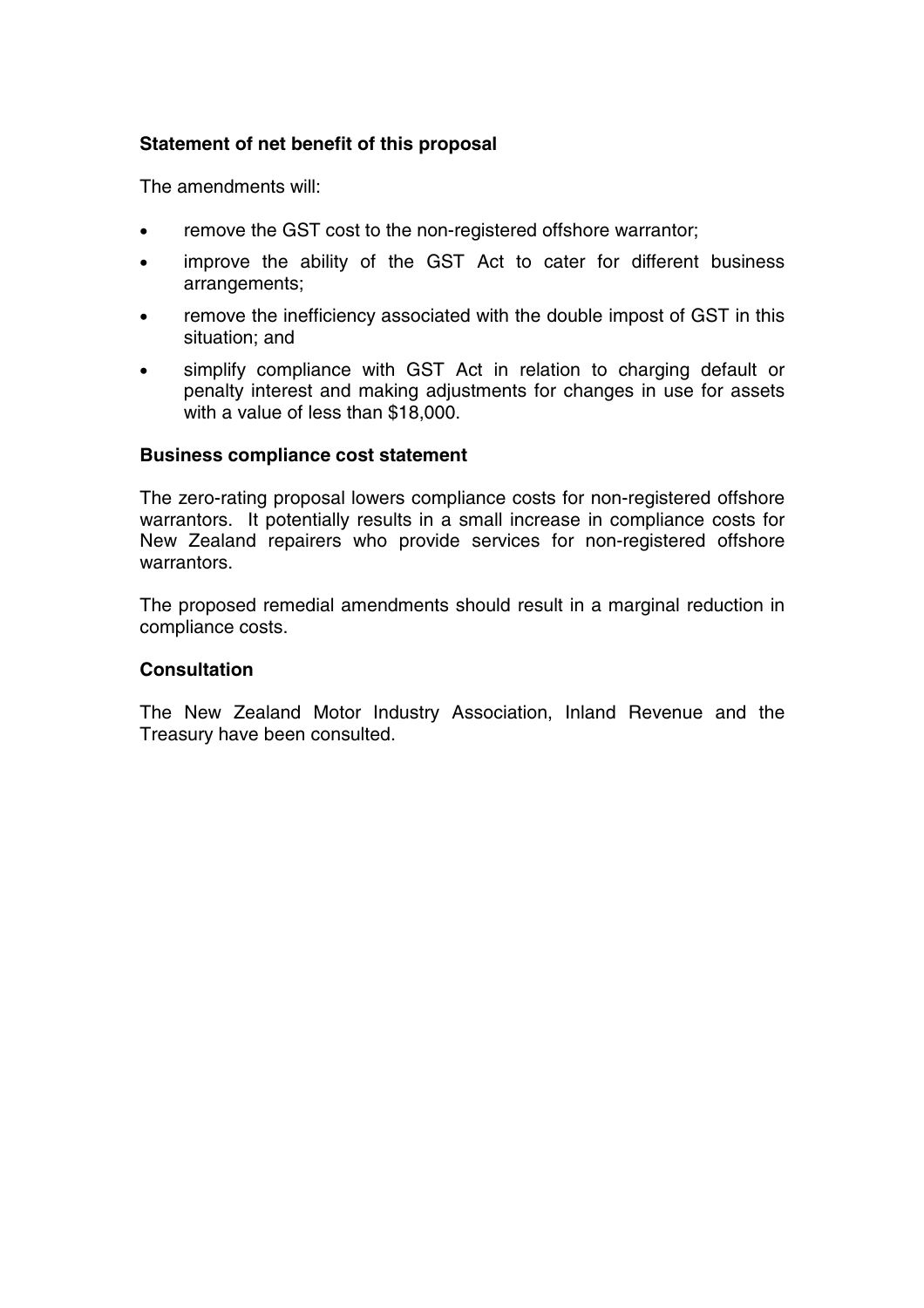**Statement of net benefit of this proposal**

The amendments will:

- remove the GST cost to the non-registered offshore warrantor;
- improve the ability of the GST Act to cater for different business arrangements;
- remove the inefficiency associated with the double impost of GST in this situation; and
- simplify compliance with GST Act in relation to charging default or penalty interest and making adjustments for changes in use for assets with a value of less than $18,000.

**Business compliance cost statement**

The zero-rating proposal lowers compliance costs for non-registered offshore warrantors. It potentially results in a small increase in compliance costs for New Zealand repairers who provide services for non-registered offshore warrantors.

The proposed remedial amendments should result in a marginal reduction in compliance costs.

**Consultation**

The New Zealand Motor Industry Association, Inland Revenue and the Treasury have been consulted.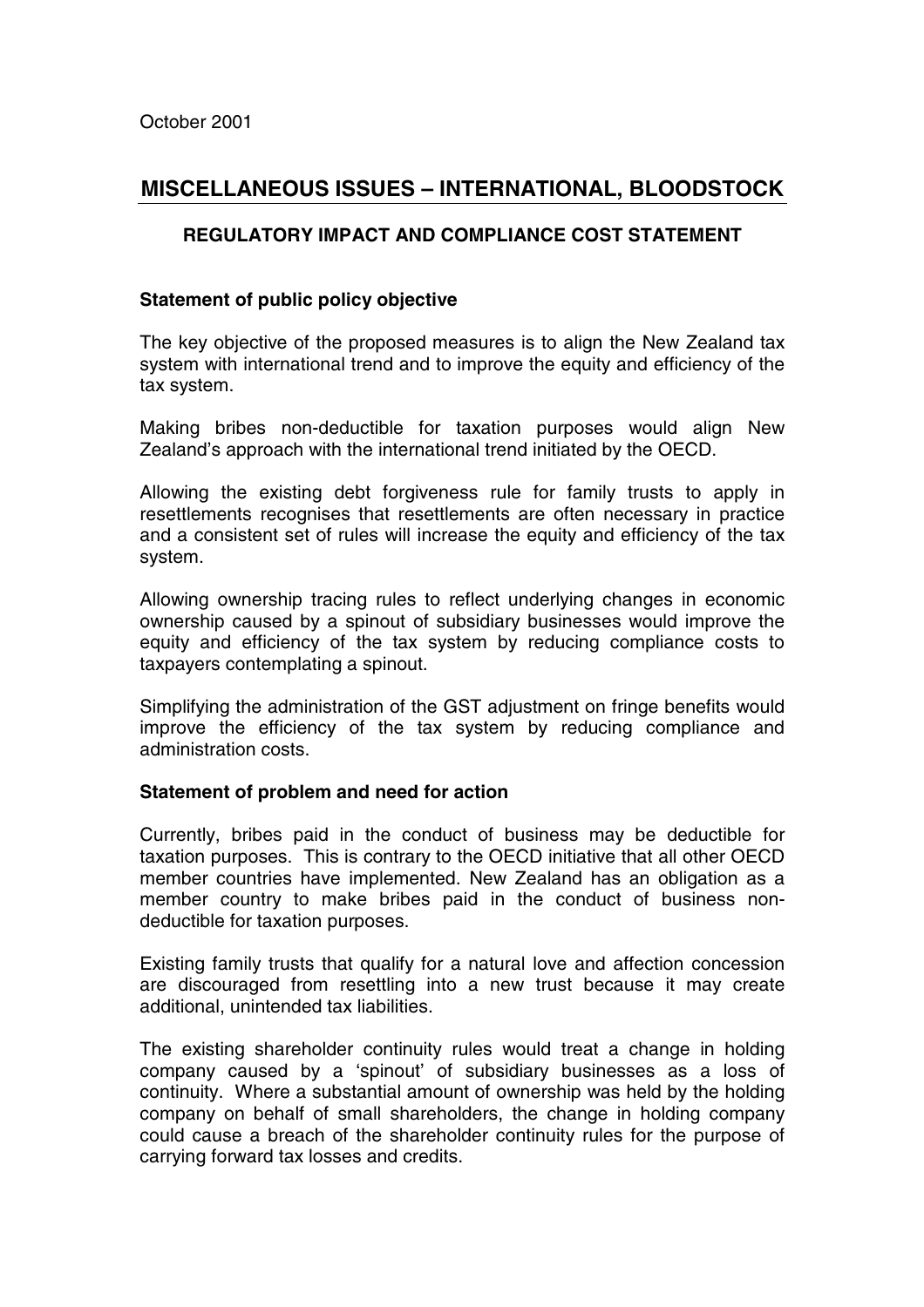October 2001

# MISCELLANEOUS ISSUES – INTERNATIONAL, BLOODSTOCK

## REGULATORY IMPACT AND COMPLIANCE COST STATEMENT

### Statement of public policy objective

The key objective of the proposed measures is to align the New Zealand tax system with international trend and to improve the equity and efficiency of the tax system.

Making bribes non-deductible for taxation purposes would align New Zealand's approach with the international trend initiated by the OECD.

Allowing the existing debt forgiveness rule for family trusts to apply in resettlements recognises that resettlements are often necessary in practice and a consistent set of rules will increase the equity and efficiency of the tax system.

Allowing ownership tracing rules to reflect underlying changes in economic ownership caused by a spinout of subsidiary businesses would improve the equity and efficiency of the tax system by reducing compliance costs to taxpayers contemplating a spinout.

Simplifying the administration of the GST adjustment on fringe benefits would improve the efficiency of the tax system by reducing compliance and administration costs.

### Statement of problem and need for action

Currently, bribes paid in the conduct of business may be deductible for taxation purposes. This is contrary to the OECD initiative that all other OECD member countries have implemented. New Zealand has an obligation as a member country to make bribes paid in the conduct of business non-deductible for taxation purposes.

Existing family trusts that qualify for a natural love and affection concession are discouraged from resettling into a new trust because it may create additional, unintended tax liabilities.

The existing shareholder continuity rules would treat a change in holding company caused by a 'spinout' of subsidiary businesses as a loss of continuity. Where a substantial amount of ownership was held by the holding company on behalf of small shareholders, the change in holding company could cause a breach of the shareholder continuity rules for the purpose of carrying forward tax losses and credits.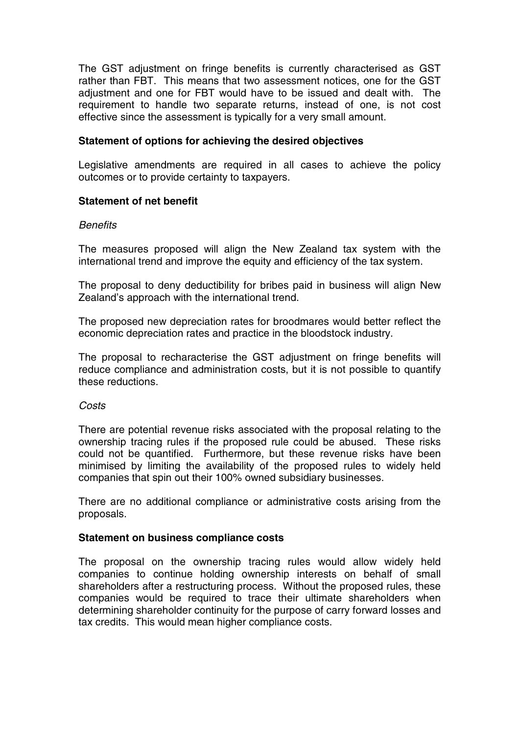The GST adjustment on fringe benefits is currently characterised as GST rather than FBT. This means that two assessment notices, one for the GST adjustment and one for FBT would have to be issued and dealt with. The requirement to handle two separate returns, instead of one, is not cost effective since the assessment is typically for a very small amount.

**Statement of options for achieving the desired objectives**

Legislative amendments are required in all cases to achieve the policy outcomes or to provide certainty to taxpayers.

**Statement of net benefit**

*Benefits*

The measures proposed will align the New Zealand tax system with the international trend and improve the equity and efficiency of the tax system.

The proposal to deny deductibility for bribes paid in business will align New Zealand's approach with the international trend.

The proposed new depreciation rates for broodmares would better reflect the economic depreciation rates and practice in the bloodstock industry.

The proposal to recharacterise the GST adjustment on fringe benefits will reduce compliance and administration costs, but it is not possible to quantify these reductions.

*Costs*

There are potential revenue risks associated with the proposal relating to the ownership tracing rules if the proposed rule could be abused. These risks could not be quantified. Furthermore, but these revenue risks have been minimised by limiting the availability of the proposed rules to widely held companies that spin out their 100% owned subsidiary businesses.

There are no additional compliance or administrative costs arising from the proposals.

**Statement on business compliance costs**

The proposal on the ownership tracing rules would allow widely held companies to continue holding ownership interests on behalf of small shareholders after a restructuring process. Without the proposed rules, these companies would be required to trace their ultimate shareholders when determining shareholder continuity for the purpose of carry forward losses and tax credits. This would mean higher compliance costs.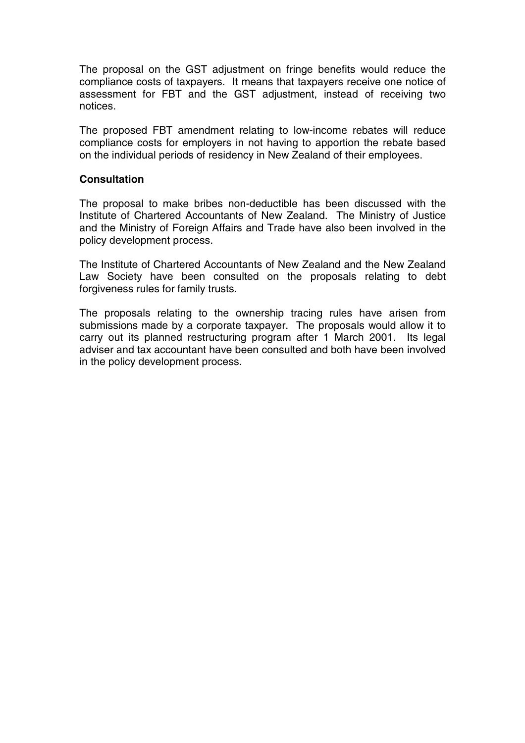The proposal on the GST adjustment on fringe benefits would reduce the compliance costs of taxpayers. It means that taxpayers receive one notice of assessment for FBT and the GST adjustment, instead of receiving two notices.

The proposed FBT amendment relating to low-income rebates will reduce compliance costs for employers in not having to apportion the rebate based on the individual periods of residency in New Zealand of their employees.

**Consultation**

The proposal to make bribes non-deductible has been discussed with the Institute of Chartered Accountants of New Zealand. The Ministry of Justice and the Ministry of Foreign Affairs and Trade have also been involved in the policy development process.

The Institute of Chartered Accountants of New Zealand and the New Zealand Law Society have been consulted on the proposals relating to debt forgiveness rules for family trusts.

The proposals relating to the ownership tracing rules have arisen from submissions made by a corporate taxpayer. The proposals would allow it to carry out its planned restructuring program after 1 March 2001. Its legal adviser and tax accountant have been consulted and both have been involved in the policy development process.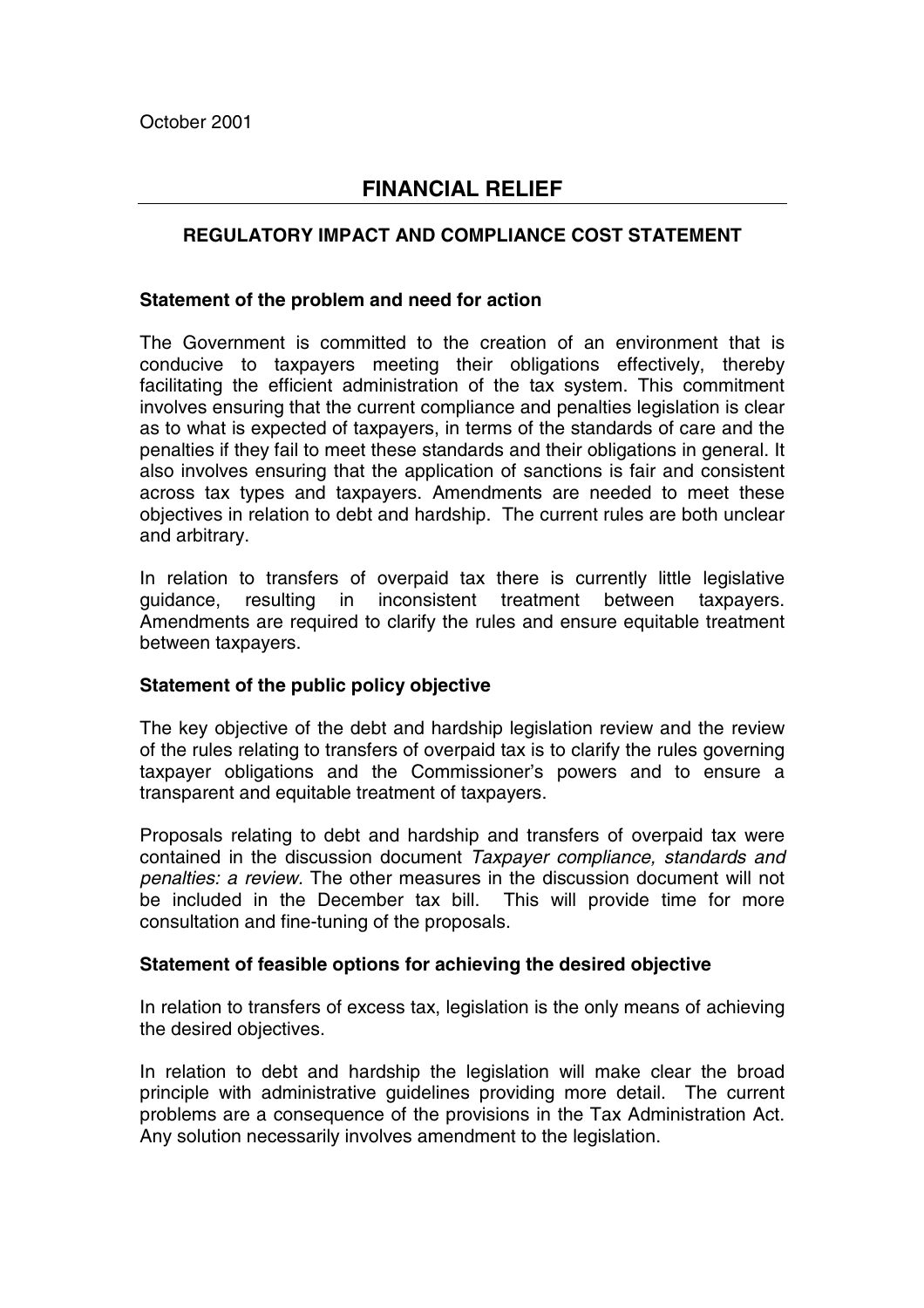October 2001

# FINANCIAL RELIEF

## REGULATORY IMPACT AND COMPLIANCE COST STATEMENT

### Statement of the problem and need for action

The Government is committed to the creation of an environment that is conducive to taxpayers meeting their obligations effectively, thereby facilitating the efficient administration of the tax system. This commitment involves ensuring that the current compliance and penalties legislation is clear as to what is expected of taxpayers, in terms of the standards of care and the penalties if they fail to meet these standards and their obligations in general. It also involves ensuring that the application of sanctions is fair and consistent across tax types and taxpayers. Amendments are needed to meet these objectives in relation to debt and hardship. The current rules are both unclear and arbitrary.

In relation to transfers of overpaid tax there is currently little legislative guidance, resulting in inconsistent treatment between taxpayers. Amendments are required to clarify the rules and ensure equitable treatment between taxpayers.

### Statement of the public policy objective

The key objective of the debt and hardship legislation review and the review of the rules relating to transfers of overpaid tax is to clarify the rules governing taxpayer obligations and the Commissioner's powers and to ensure a transparent and equitable treatment of taxpayers.

Proposals relating to debt and hardship and transfers of overpaid tax were contained in the discussion document *Taxpayer compliance, standards and penalties: a review*. The other measures in the discussion document will not be included in the December tax bill. This will provide time for more consultation and fine-tuning of the proposals.

### Statement of feasible options for achieving the desired objective

In relation to transfers of excess tax, legislation is the only means of achieving the desired objectives.

In relation to debt and hardship the legislation will make clear the broad principle with administrative guidelines providing more detail. The current problems are a consequence of the provisions in the Tax Administration Act. Any solution necessarily involves amendment to the legislation.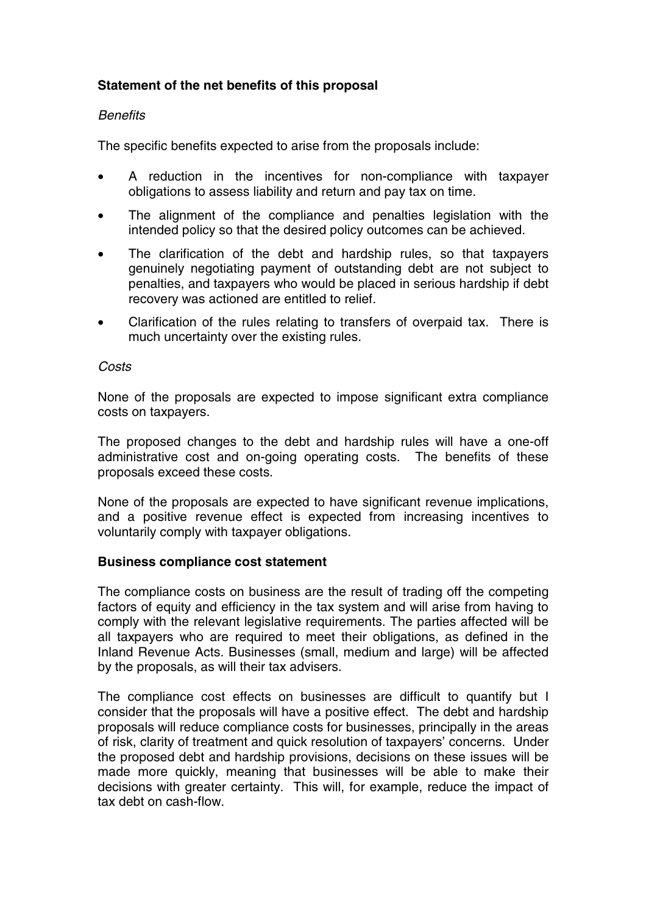**Statement of the net benefits of this proposal**

*Benefits*

The specific benefits expected to arise from the proposals include:

- A reduction in the incentives for non-compliance with taxpayer obligations to assess liability and return and pay tax on time.
- The alignment of the compliance and penalties legislation with the intended policy so that the desired policy outcomes can be achieved.
- The clarification of the debt and hardship rules, so that taxpayers genuinely negotiating payment of outstanding debt are not subject to penalties, and taxpayers who would be placed in serious hardship if debt recovery was actioned are entitled to relief.
- Clarification of the rules relating to transfers of overpaid tax. There is much uncertainty over the existing rules.

*Costs*

None of the proposals are expected to impose significant extra compliance costs on taxpayers.

The proposed changes to the debt and hardship rules will have a one-off administrative cost and on-going operating costs. The benefits of these proposals exceed these costs.

None of the proposals are expected to have significant revenue implications, and a positive revenue effect is expected from increasing incentives to voluntarily comply with taxpayer obligations.

**Business compliance cost statement**

The compliance costs on business are the result of trading off the competing factors of equity and efficiency in the tax system and will arise from having to comply with the relevant legislative requirements. The parties affected will be all taxpayers who are required to meet their obligations, as defined in the Inland Revenue Acts. Businesses (small, medium and large) will be affected by the proposals, as will their tax advisers.

The compliance cost effects on businesses are difficult to quantify but I consider that the proposals will have a positive effect. The debt and hardship proposals will reduce compliance costs for businesses, principally in the areas of risk, clarity of treatment and quick resolution of taxpayers' concerns. Under the proposed debt and hardship provisions, decisions on these issues will be made more quickly, meaning that businesses will be able to make their decisions with greater certainty. This will, for example, reduce the impact of tax debt on cash-flow.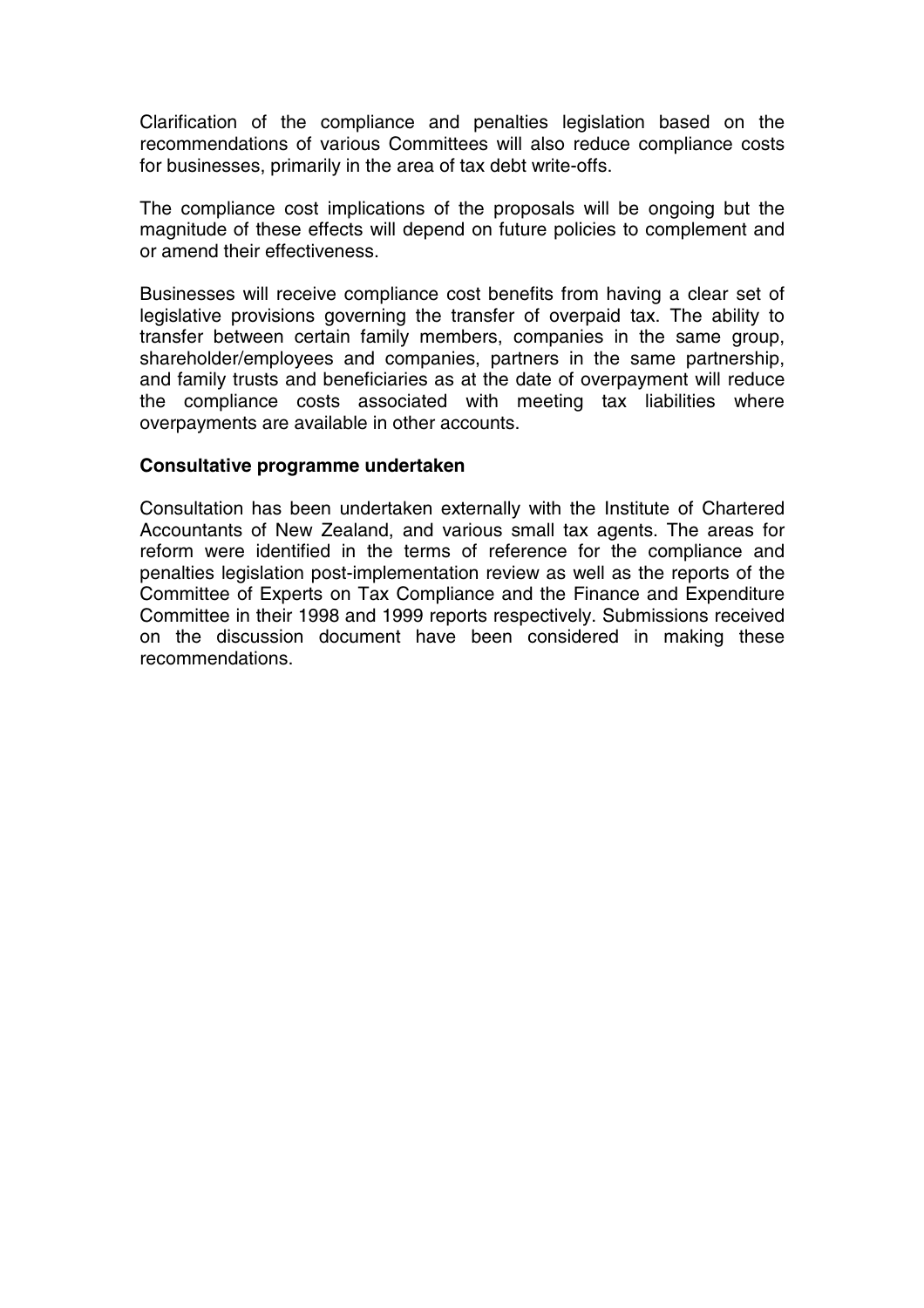Clarification of the compliance and penalties legislation based on the recommendations of various Committees will also reduce compliance costs for businesses, primarily in the area of tax debt write-offs.

The compliance cost implications of the proposals will be ongoing but the magnitude of these effects will depend on future policies to complement and or amend their effectiveness.

Businesses will receive compliance cost benefits from having a clear set of legislative provisions governing the transfer of overpaid tax. The ability to transfer between certain family members, companies in the same group, shareholder/employees and companies, partners in the same partnership, and family trusts and beneficiaries as at the date of overpayment will reduce the compliance costs associated with meeting tax liabilities where overpayments are available in other accounts.

**Consultative programme undertaken**

Consultation has been undertaken externally with the Institute of Chartered Accountants of New Zealand, and various small tax agents. The areas for reform were identified in the terms of reference for the compliance and penalties legislation post-implementation review as well as the reports of the Committee of Experts on Tax Compliance and the Finance and Expenditure Committee in their 1998 and 1999 reports respectively. Submissions received on the discussion document have been considered in making these recommendations.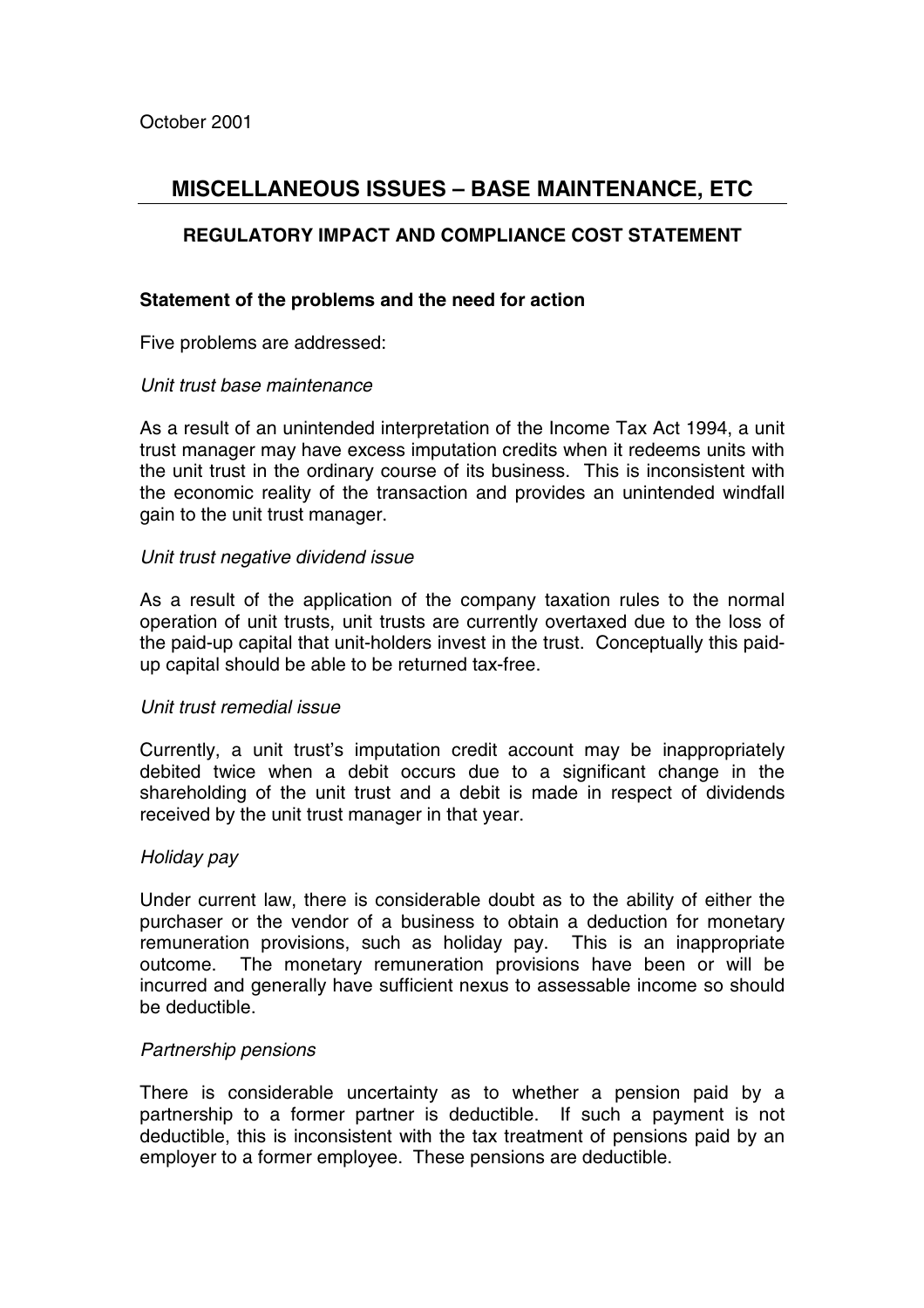October 2001

# MISCELLANEOUS ISSUES – BASE MAINTENANCE, ETC

## REGULATORY IMPACT AND COMPLIANCE COST STATEMENT

### Statement of the problems and the need for action

Five problems are addressed:

*Unit trust base maintenance*

As a result of an unintended interpretation of the Income Tax Act 1994, a unit trust manager may have excess imputation credits when it redeems units with the unit trust in the ordinary course of its business. This is inconsistent with the economic reality of the transaction and provides an unintended windfall gain to the unit trust manager.

*Unit trust negative dividend issue*

As a result of the application of the company taxation rules to the normal operation of unit trusts, unit trusts are currently overtaxed due to the loss of the paid-up capital that unit-holders invest in the trust. Conceptually this paid-up capital should be able to be returned tax-free.

*Unit trust remedial issue*

Currently, a unit trust's imputation credit account may be inappropriately debited twice when a debit occurs due to a significant change in the shareholding of the unit trust and a debit is made in respect of dividends received by the unit trust manager in that year.

*Holiday pay*

Under current law, there is considerable doubt as to the ability of either the purchaser or the vendor of a business to obtain a deduction for monetary remuneration provisions, such as holiday pay. This is an inappropriate outcome. The monetary remuneration provisions have been or will be incurred and generally have sufficient nexus to assessable income so should be deductible.

*Partnership pensions*

There is considerable uncertainty as to whether a pension paid by a partnership to a former partner is deductible. If such a payment is not deductible, this is inconsistent with the tax treatment of pensions paid by an employer to a former employee. These pensions are deductible.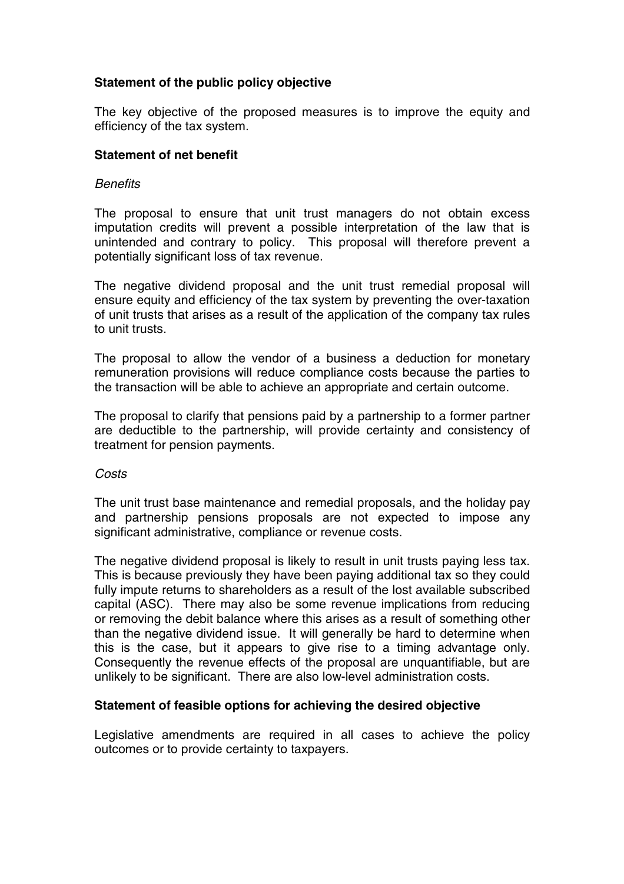**Statement of the public policy objective**

The key objective of the proposed measures is to improve the equity and efficiency of the tax system.

**Statement of net benefit**

*Benefits*

The proposal to ensure that unit trust managers do not obtain excess imputation credits will prevent a possible interpretation of the law that is unintended and contrary to policy. This proposal will therefore prevent a potentially significant loss of tax revenue.

The negative dividend proposal and the unit trust remedial proposal will ensure equity and efficiency of the tax system by preventing the over-taxation of unit trusts that arises as a result of the application of the company tax rules to unit trusts.

The proposal to allow the vendor of a business a deduction for monetary remuneration provisions will reduce compliance costs because the parties to the transaction will be able to achieve an appropriate and certain outcome.

The proposal to clarify that pensions paid by a partnership to a former partner are deductible to the partnership, will provide certainty and consistency of treatment for pension payments.

*Costs*

The unit trust base maintenance and remedial proposals, and the holiday pay and partnership pensions proposals are not expected to impose any significant administrative, compliance or revenue costs.

The negative dividend proposal is likely to result in unit trusts paying less tax. This is because previously they have been paying additional tax so they could fully impute returns to shareholders as a result of the lost available subscribed capital (ASC). There may also be some revenue implications from reducing or removing the debit balance where this arises as a result of something other than the negative dividend issue. It will generally be hard to determine when this is the case, but it appears to give rise to a timing advantage only. Consequently the revenue effects of the proposal are unquantifiable, but are unlikely to be significant. There are also low-level administration costs.

**Statement of feasible options for achieving the desired objective**

Legislative amendments are required in all cases to achieve the policy outcomes or to provide certainty to taxpayers.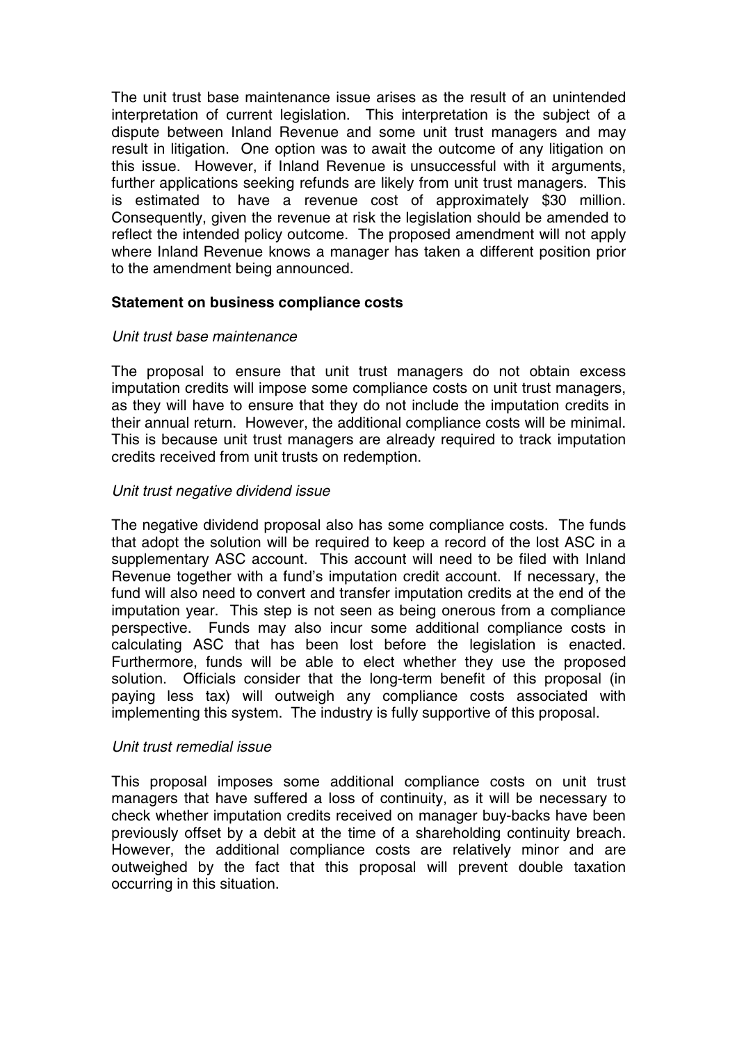The unit trust base maintenance issue arises as the result of an unintended interpretation of current legislation. This interpretation is the subject of a dispute between Inland Revenue and some unit trust managers and may result in litigation. One option was to await the outcome of any litigation on this issue. However, if Inland Revenue is unsuccessful with it arguments, further applications seeking refunds are likely from unit trust managers. This is estimated to have a revenue cost of approximately $30 million. Consequently, given the revenue at risk the legislation should be amended to reflect the intended policy outcome. The proposed amendment will not apply where Inland Revenue knows a manager has taken a different position prior to the amendment being announced.

**Statement on business compliance costs**

*Unit trust base maintenance*

The proposal to ensure that unit trust managers do not obtain excess imputation credits will impose some compliance costs on unit trust managers, as they will have to ensure that they do not include the imputation credits in their annual return. However, the additional compliance costs will be minimal. This is because unit trust managers are already required to track imputation credits received from unit trusts on redemption.

*Unit trust negative dividend issue*

The negative dividend proposal also has some compliance costs. The funds that adopt the solution will be required to keep a record of the lost ASC in a supplementary ASC account. This account will need to be filed with Inland Revenue together with a fund's imputation credit account. If necessary, the fund will also need to convert and transfer imputation credits at the end of the imputation year. This step is not seen as being onerous from a compliance perspective. Funds may also incur some additional compliance costs in calculating ASC that has been lost before the legislation is enacted. Furthermore, funds will be able to elect whether they use the proposed solution. Officials consider that the long-term benefit of this proposal (in paying less tax) will outweigh any compliance costs associated with implementing this system. The industry is fully supportive of this proposal.

*Unit trust remedial issue*

This proposal imposes some additional compliance costs on unit trust managers that have suffered a loss of continuity, as it will be necessary to check whether imputation credits received on manager buy-backs have been previously offset by a debit at the time of a shareholding continuity breach. However, the additional compliance costs are relatively minor and are outweighed by the fact that this proposal will prevent double taxation occurring in this situation.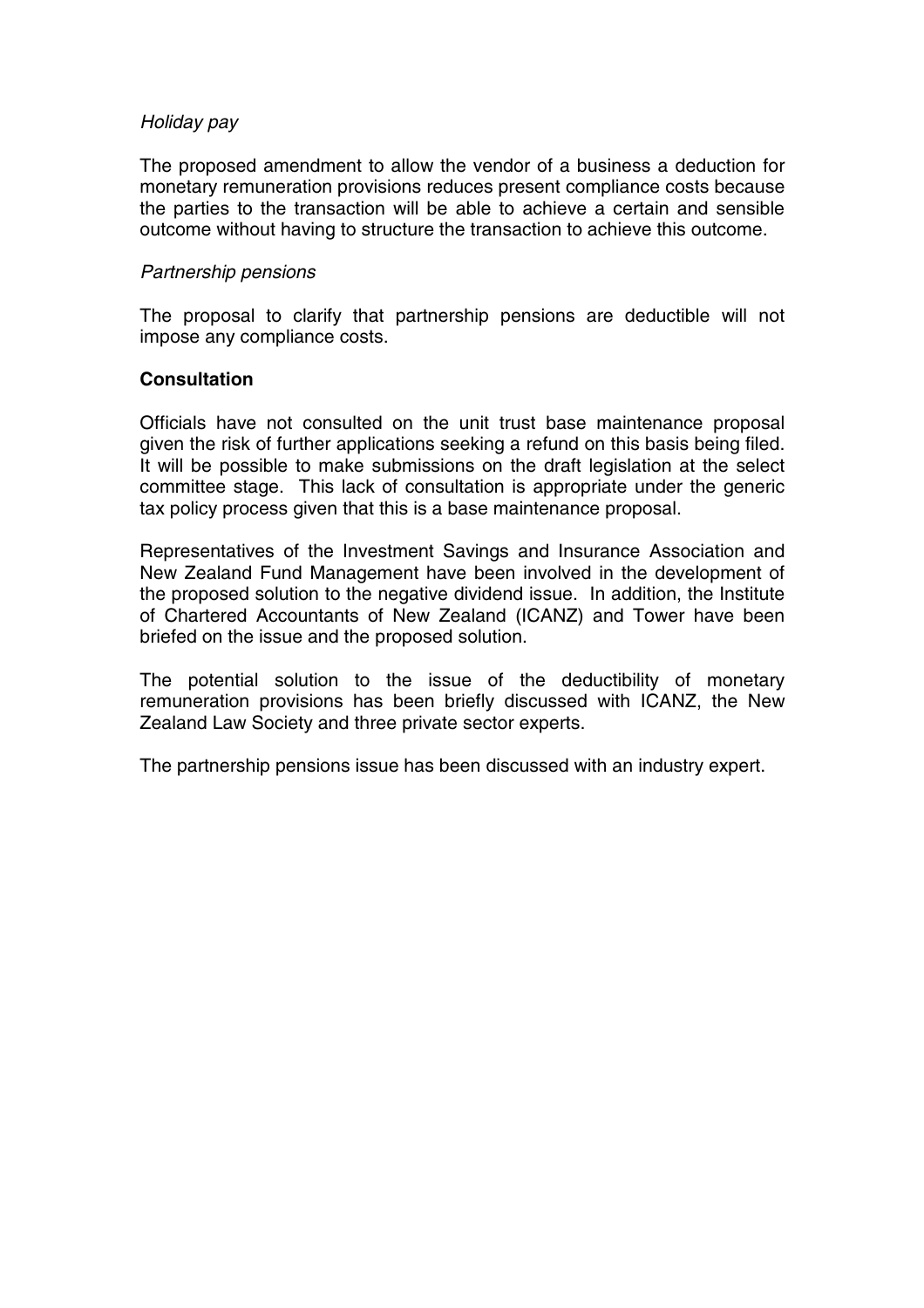*Holiday pay*

The proposed amendment to allow the vendor of a business a deduction for monetary remuneration provisions reduces present compliance costs because the parties to the transaction will be able to achieve a certain and sensible outcome without having to structure the transaction to achieve this outcome.

*Partnership pensions*

The proposal to clarify that partnership pensions are deductible will not impose any compliance costs.

**Consultation**

Officials have not consulted on the unit trust base maintenance proposal given the risk of further applications seeking a refund on this basis being filed. It will be possible to make submissions on the draft legislation at the select committee stage. This lack of consultation is appropriate under the generic tax policy process given that this is a base maintenance proposal.

Representatives of the Investment Savings and Insurance Association and New Zealand Fund Management have been involved in the development of the proposed solution to the negative dividend issue. In addition, the Institute of Chartered Accountants of New Zealand (ICANZ) and Tower have been briefed on the issue and the proposed solution.

The potential solution to the issue of the deductibility of monetary remuneration provisions has been briefly discussed with ICANZ, the New Zealand Law Society and three private sector experts.

The partnership pensions issue has been discussed with an industry expert.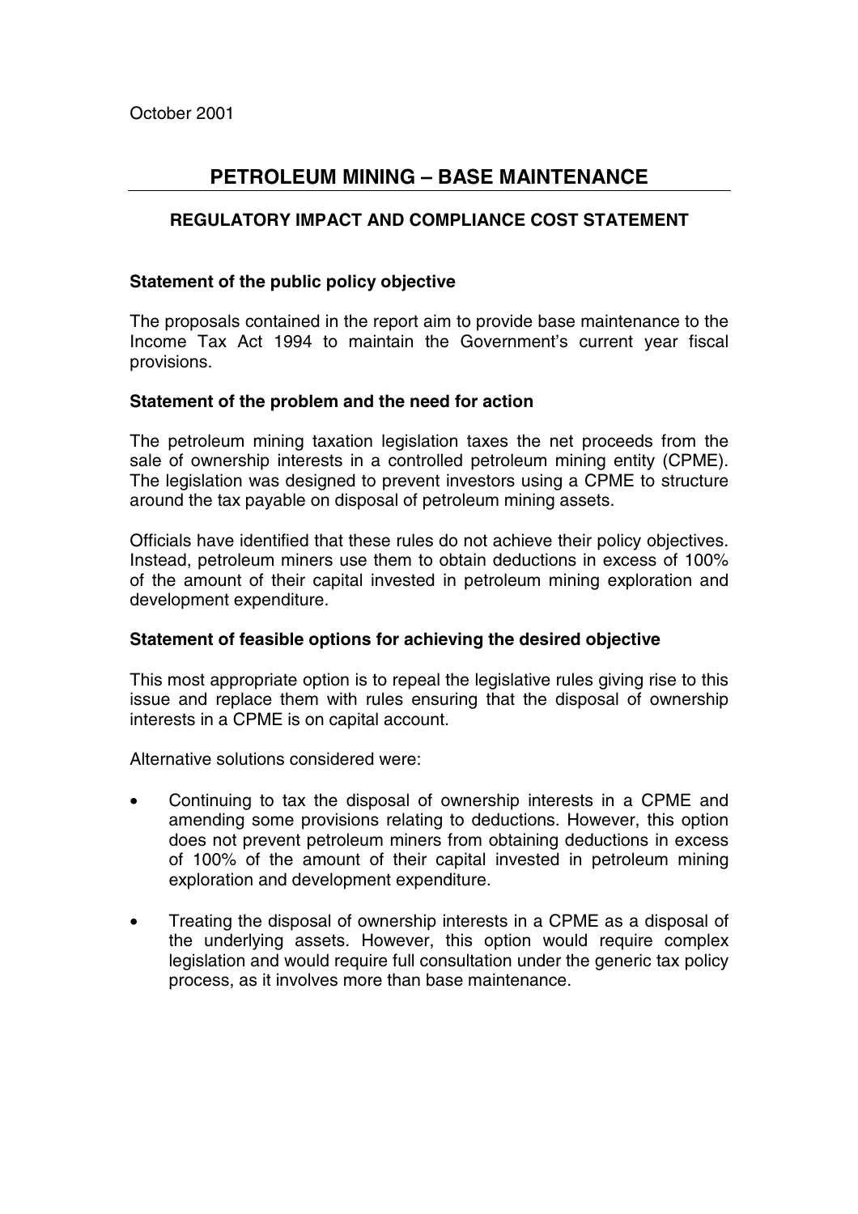October 2001

# PETROLEUM MINING – BASE MAINTENANCE

## REGULATORY IMPACT AND COMPLIANCE COST STATEMENT

### Statement of the public policy objective

The proposals contained in the report aim to provide base maintenance to the Income Tax Act 1994 to maintain the Government's current year fiscal provisions.

### Statement of the problem and the need for action

The petroleum mining taxation legislation taxes the net proceeds from the sale of ownership interests in a controlled petroleum mining entity (CPME). The legislation was designed to prevent investors using a CPME to structure around the tax payable on disposal of petroleum mining assets.

Officials have identified that these rules do not achieve their policy objectives. Instead, petroleum miners use them to obtain deductions in excess of 100% of the amount of their capital invested in petroleum mining exploration and development expenditure.

### Statement of feasible options for achieving the desired objective

This most appropriate option is to repeal the legislative rules giving rise to this issue and replace them with rules ensuring that the disposal of ownership interests in a CPME is on capital account.

Alternative solutions considered were:

- Continuing to tax the disposal of ownership interests in a CPME and amending some provisions relating to deductions. However, this option does not prevent petroleum miners from obtaining deductions in excess of 100% of the amount of their capital invested in petroleum mining exploration and development expenditure.
- Treating the disposal of ownership interests in a CPME as a disposal of the underlying assets. However, this option would require complex legislation and would require full consultation under the generic tax policy process, as it involves more than base maintenance.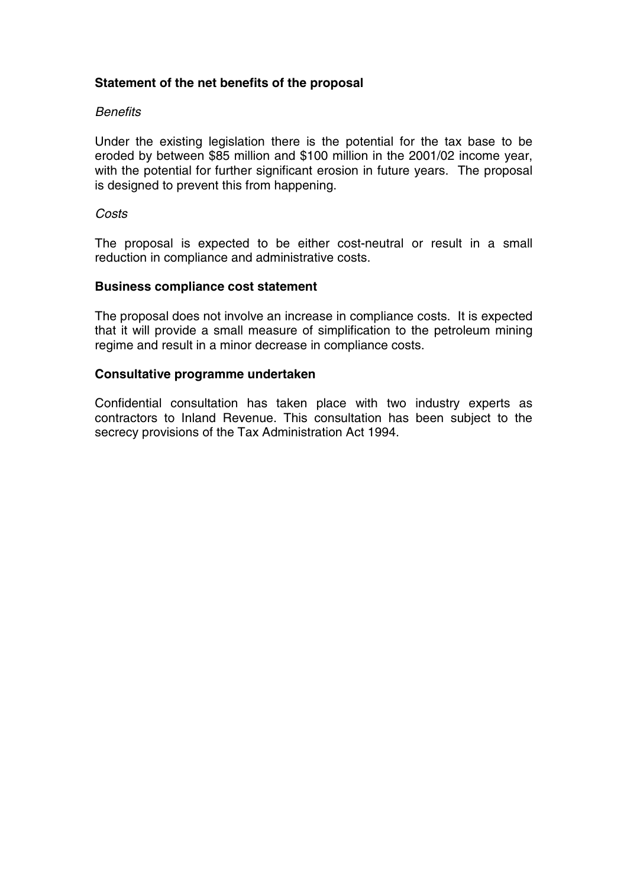**Statement of the net benefits of the proposal**

*Benefits*

Under the existing legislation there is the potential for the tax base to be eroded by between $85 million and $100 million in the 2001/02 income year, with the potential for further significant erosion in future years. The proposal is designed to prevent this from happening.

*Costs*

The proposal is expected to be either cost-neutral or result in a small reduction in compliance and administrative costs.

**Business compliance cost statement**

The proposal does not involve an increase in compliance costs. It is expected that it will provide a small measure of simplification to the petroleum mining regime and result in a minor decrease in compliance costs.

**Consultative programme undertaken**

Confidential consultation has taken place with two industry experts as contractors to Inland Revenue. This consultation has been subject to the secrecy provisions of the Tax Administration Act 1994.